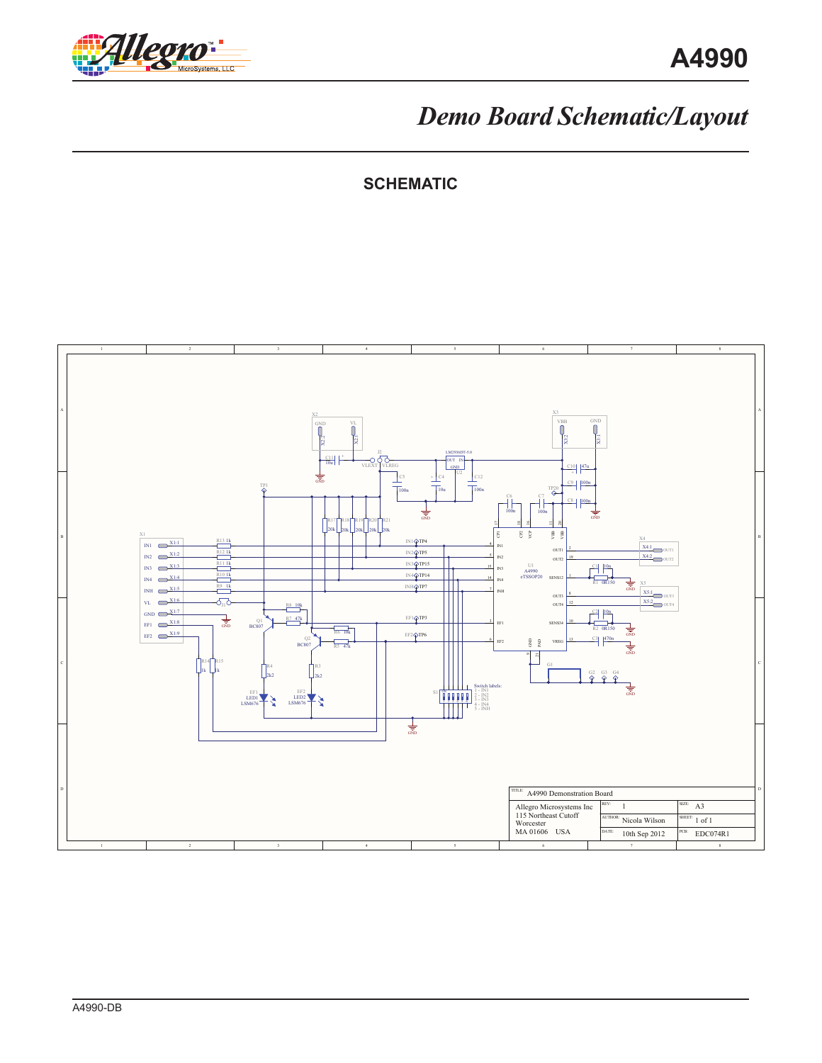# Demo Board Schematic/Layout

## SCHEMATIC

| TITLE: A4990 Demonstration Board | | |
| --- | --- | --- |
| Allegro Microsystems Inc<br>115 Northeast Cutoff<br>Worcester<br>MA 01606 USA | REV: 1 | SIZE: A3 |
| | AUTHOR: Nicola Wilson | SHEET: 1 of 1 |
| | DATE: 10th Sep 2012 | PCB: EDC074R1 |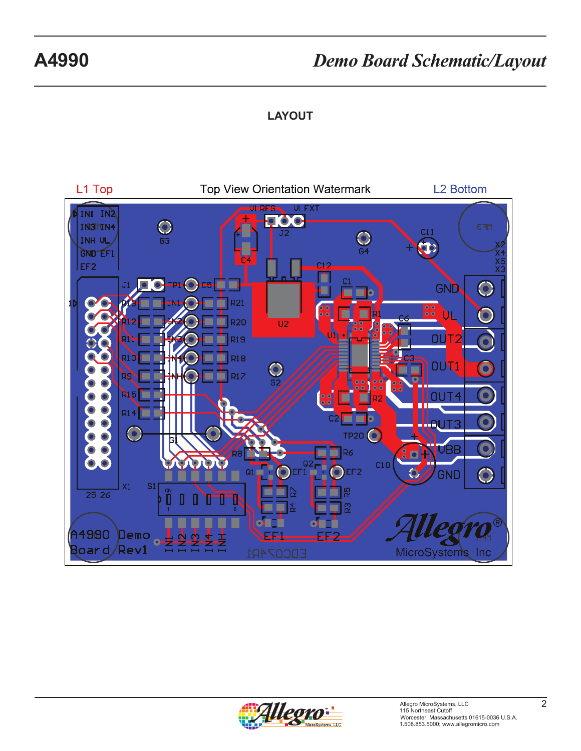## LAYOUT

L1 Top — Top View Orientation Watermark — L2 Bottom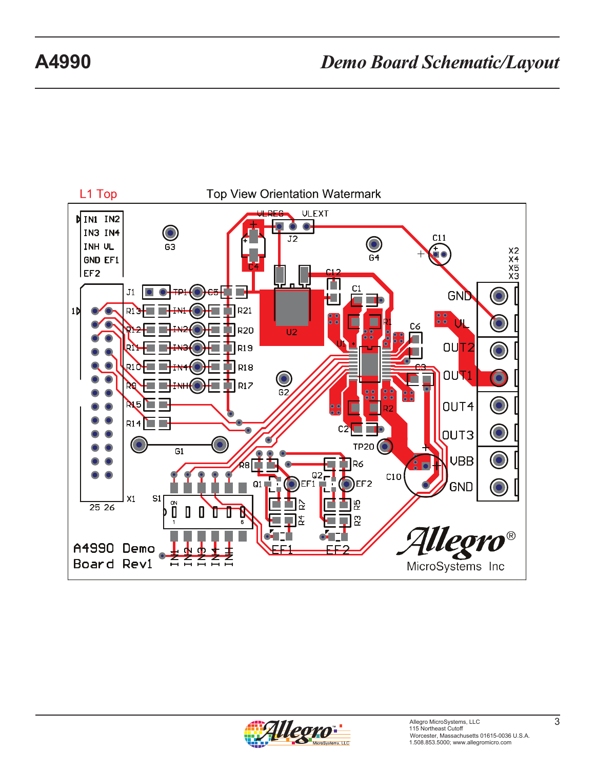# A4990

## *Demo Board Schematic/Layout*

L1 Top

Top View Orientation Watermark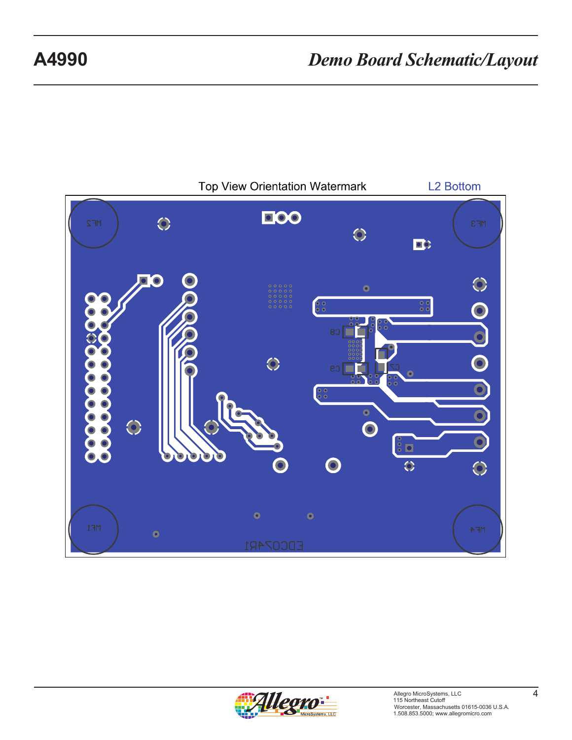Top View Orientation Watermark

L2 Bottom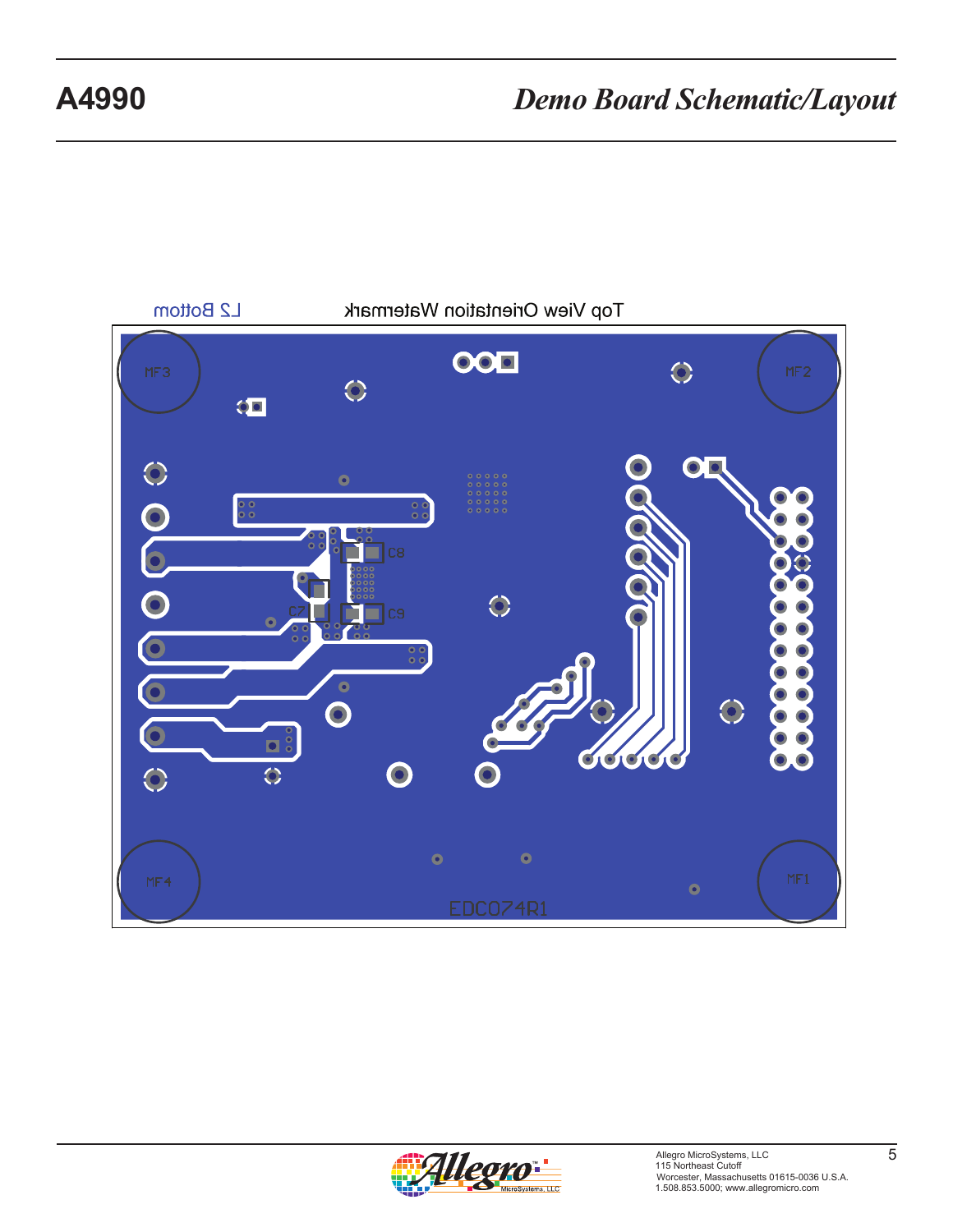# A4990

## *Demo Board Schematic/Layout*

Top View Orientation Watermark

L2 Bottom

MF3 MF2 MF4 MF1

C8 C7 C9

EDC074R1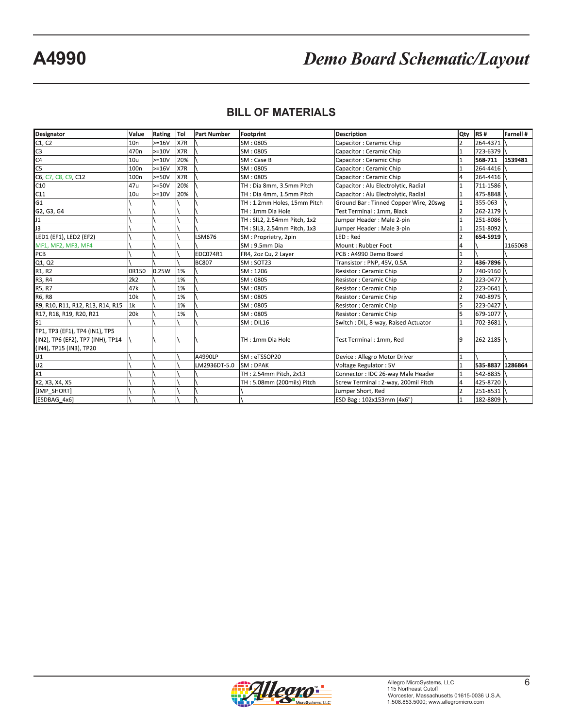## BILL OF MATERIALS

| Designator | Value | Rating | Tol | Part Number | Footprint | Description | Qty | RS # | Farnell # |
|---|---|---|---|---|---|---|---|---|---|
| C1, C2 | 10n | >=16V | X7R | \ | SM : 0805 | Capacitor : Ceramic Chip | 2 | 264-4371 | \ |
| C3 | 470n | >=10V | X7R | \ | SM : 0805 | Capacitor : Ceramic Chip | 1 | 723-6379 | \ |
| C4 | 10u | >=10V | 20% | \ | SM : Case B | Capacitor : Ceramic Chip | 1 | **568-711** | **1539481** |
| C5 | 100n | >=16V | X7R | \ | SM : 0805 | Capacitor : Ceramic Chip | 1 | 264-4416 | \ |
| C6, C7, C8, C9, C12 | 100n | >=50V | X7R | \ | SM : 0805 | Capacitor : Ceramic Chip | 4 | 264-4416 | \ |
| C10 | 47u | >=50V | 20% | \ | TH : Dia 8mm, 3.5mm Pitch | Capacitor : Alu Electrolytic, Radial | 1 | 711-1586 | \ |
| C11 | 10u | >=10V | 20% | \ | TH : Dia 4mm, 1.5mm Pitch | Capacitor : Alu Electrolytic, Radial | 1 | 475-8848 | \ |
| G1 | \ | \ | \ | \ | TH : 1.2mm Holes, 15mm Pitch | Ground Bar : Tinned Copper Wire, 20swg | 1 | 355-063 | \ |
| G2, G3, G4 | \ | \ | \ | \ | TH : 1mm Dia Hole | Test Terminal : 1mm, Black | 2 | 262-2179 | \ |
| J1 | \ | \ | \ | \ | TH : SIL2, 2.54mm Pitch, 1x2 | Jumper Header : Male 2-pin | 1 | 251-8086 | \ |
| J3 | \ | \ | \ | \ | TH : SIL3, 2.54mm Pitch, 1x3 | Jumper Header : Male 3-pin | 1 | 251-8092 | \ |
| LED1 (EF1), LED2 (EF2) | \ | \ | \ | LSM676 | SM : Proprietry, 2pin | LED : Red | 2 | **654-5919** | \ |
| MF1, MF2, MF3, MF4 | \ | \ | \ | \ | SM : 9.5mm Dia | Mount : Rubber Foot | 4 | \ | 1165068 |
| PCB | \ | \ | \ | EDC074R1 | FR4, 2oz Cu, 2 Layer | PCB : A4990 Demo Board | 1 | \ | \ |
| Q1, Q2 | \ | \ | \ | BC807 | SM : SOT23 | Transistor : PNP, 45V, 0.5A | 2 | **436-7896** | \ |
| R1, R2 | 0R150 | 0.25W | 1% | \ | SM : 1206 | Resistor : Ceramic Chip | 2 | 740-9160 | \ |
| R3, R4 | 2k2 | \ | 1% | \ | SM : 0805 | Resistor : Ceramic Chip | 2 | 223-0477 | \ |
| R5, R7 | 47k | \ | 1% | \ | SM : 0805 | Resistor : Ceramic Chip | 2 | 223-0641 | \ |
| R6, R8 | 10k | \ | 1% | \ | SM : 0805 | Resistor : Ceramic Chip | 2 | 740-8975 | \ |
| R9, R10, R11, R12, R13, R14, R15 | 1k | \ | 1% | \ | SM : 0805 | Resistor : Ceramic Chip | 5 | 223-0427 | \ |
| R17, R18, R19, R20, R21 | 20k | \ | 1% | \ | SM : 0805 | Resistor : Ceramic Chip | 5 | 679-1077 | \ |
| S1 | \ | \ | \ | \ | SM : DIL16 | Switch : DIL, 8-way, Raised Actuator | 1 | 702-3681 | \ |
| TP1, TP3 (EF1), TP4 (IN1), TP5 (IN2), TP6 (EF2), TP7 (INH), TP14 (IN4), TP15 (IN3), TP20 | \ | \ | \ | \ | TH : 1mm Dia Hole | Test Terminal : 1mm, Red | 9 | 262-2185 | \ |
| U1 | \ | \ | \ | A4990LP | SM : eTSSOP20 | Device : Allegro Motor Driver | 1 | \ | \ |
| U2 | \ | \ | \ | LM2936DT-5.0 | SM : DPAK | Voltage Regulator : 5V | 1 | **535-8837** | **1286864** |
| X1 | \ | \ | \ | \ | TH : 2.54mm Pitch, 2x13 | Connector : IDC 26-way Male Header | 1 | 542-8835 | \ |
| X2, X3, X4, X5 | \ | \ | \ | \ | TH : 5.08mm (200mils) Pitch | Screw Terminal : 2-way, 200mil Pitch | 4 | 425-8720 | \ |
| [JMP_SHORT] | \ | \ | \ | \ | \ | Jumper Short, Red | 2 | 251-8531 | \ |
| [ESDBAG_4x6] | \ | \ | \ | \ | \ | ESD Bag : 102x153mm (4x6") | 1 | 182-8809 | \ |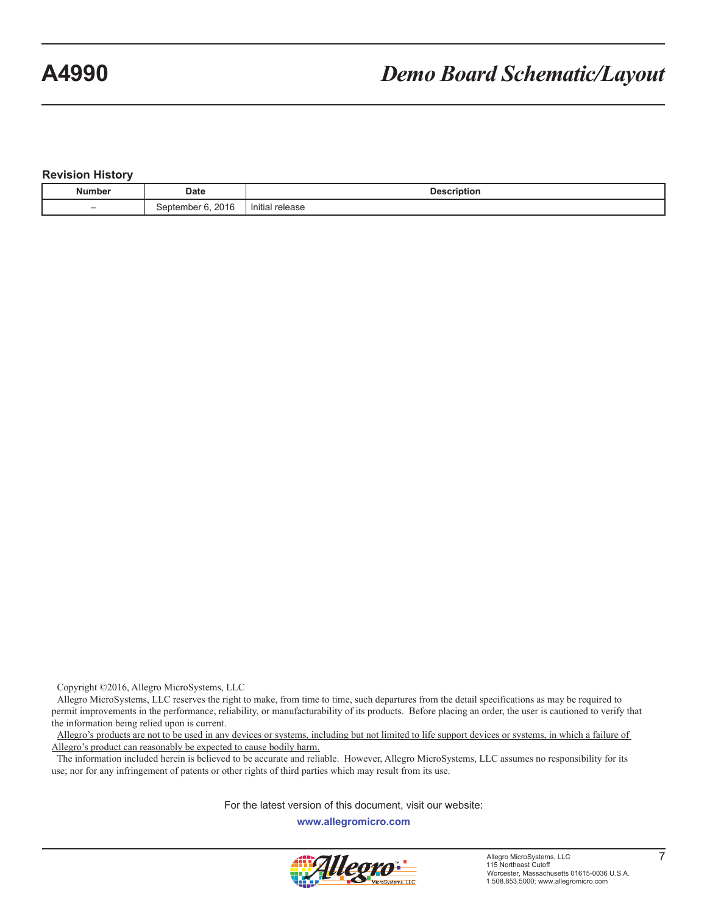### Revision History

| Number | Date | Description |
| --- | --- | --- |
| – | September 6, 2016 | Initial release |

Copyright ©2016, Allegro MicroSystems, LLC

Allegro MicroSystems, LLC reserves the right to make, from time to time, such departures from the detail specifications as may be required to permit improvements in the performance, reliability, or manufacturability of its products. Before placing an order, the user is cautioned to verify that the information being relied upon is current.

Allegro's products are not to be used in any devices or systems, including but not limited to life support devices or systems, in which a failure of Allegro's product can reasonably be expected to cause bodily harm.

The information included herein is believed to be accurate and reliable. However, Allegro MicroSystems, LLC assumes no responsibility for its use; nor for any infringement of patents or other rights of third parties which may result from its use.

For the latest version of this document, visit our website:

**www.allegromicro.com**

Allegro MicroSystems, LLC
115 Northeast Cutoff
Worcester, Massachusetts 01615-0036 U.S.A.
1.508.853.5000; www.allegromicro.com